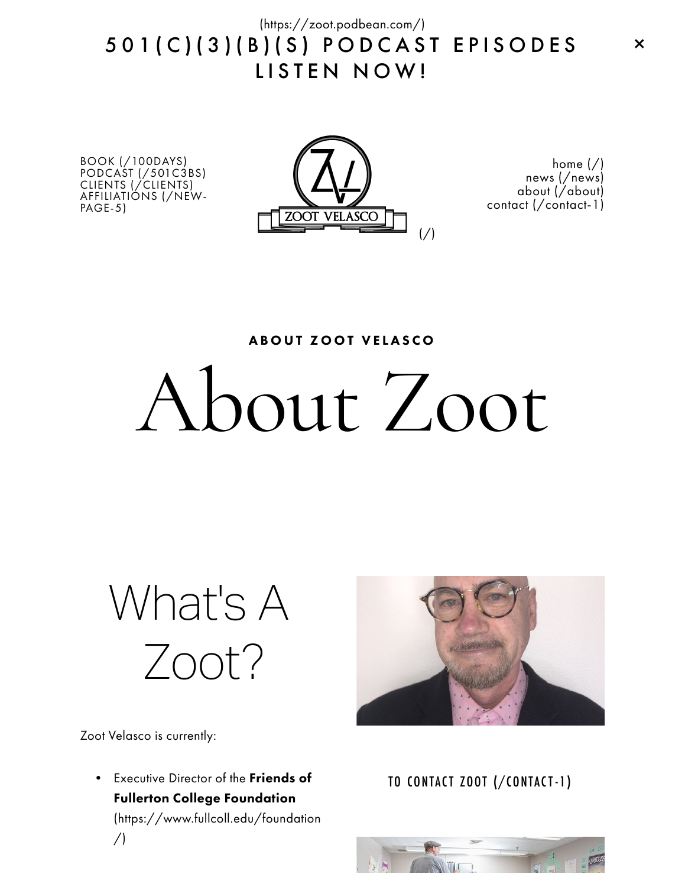(https://zoot.podbean.com/)
501(C)(3)(B)(S) PODCAST EPISODES LISTEN NOW!

×

BOOK (/100DAYS)
PODCAST (/501C3BS)
CLIENTS (/CLIENTS)
AFFILIATIONS (/NEW-PAGE-5)

ZOOT VELASCO (/)

home (/)
news (/news)
about (/about)
contact (/contact-1)

**ABOUT ZOOT VELASCO**

# About Zoot

## What's A Zoot?

Zoot Velasco is currently:

- Executive Director of the **Friends of Fullerton College Foundation** (https://www.fullcoll.edu/foundation/)

TO CONTACT ZOOT (/CONTACT-1)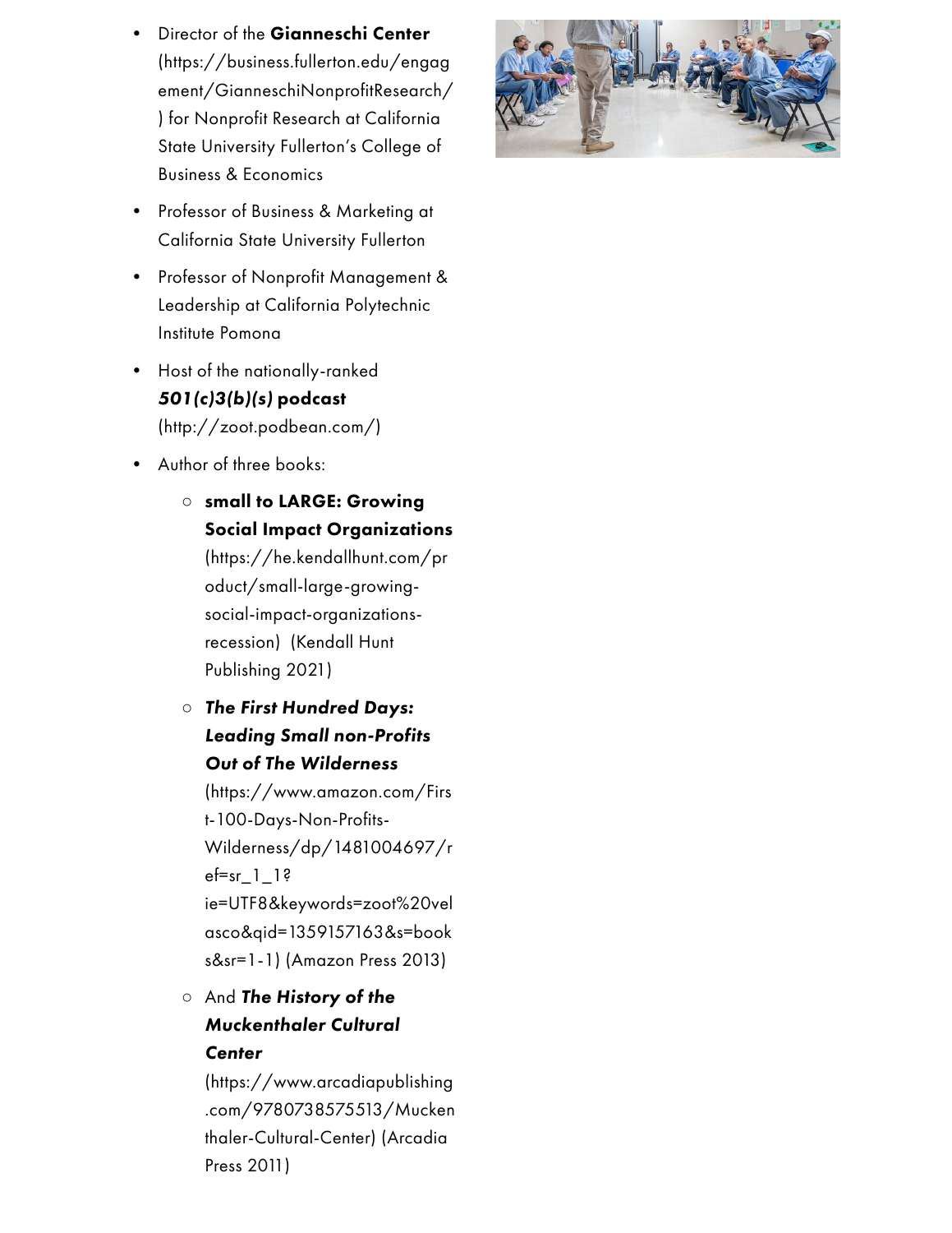- Director of the **Gianneschi Center** (https://business.fullerton.edu/engagement/GianneschiNonprofitResearch/) for Nonprofit Research at California State University Fullerton's College of Business & Economics
- Professor of Business & Marketing at California State University Fullerton
- Professor of Nonprofit Management & Leadership at California Polytechnic Institute Pomona
- Host of the nationally-ranked ***501(c)3(b)(s)* podcast** (http://zoot.podbean.com/)
- Author of three books:
  - **small to LARGE: Growing Social Impact Organizations** (https://he.kendallhunt.com/product/small-large-growing-social-impact-organizations-recession) (Kendall Hunt Publishing 2021)
  - ***The First Hundred Days: Leading Small non-Profits Out of The Wilderness*** (https://www.amazon.com/First-100-Days-Non-Profits-Wilderness/dp/1481004697/ref=sr_1_1?ie=UTF8&keywords=zoot%20velasco&qid=1359157163&s=books&sr=1-1) (Amazon Press 2013)
  - And ***The History of the Muckenthaler Cultural Center*** (https://www.arcadiapublishing.com/9780738575513/Muckenthaler-Cultural-Center) (Arcadia Press 2011)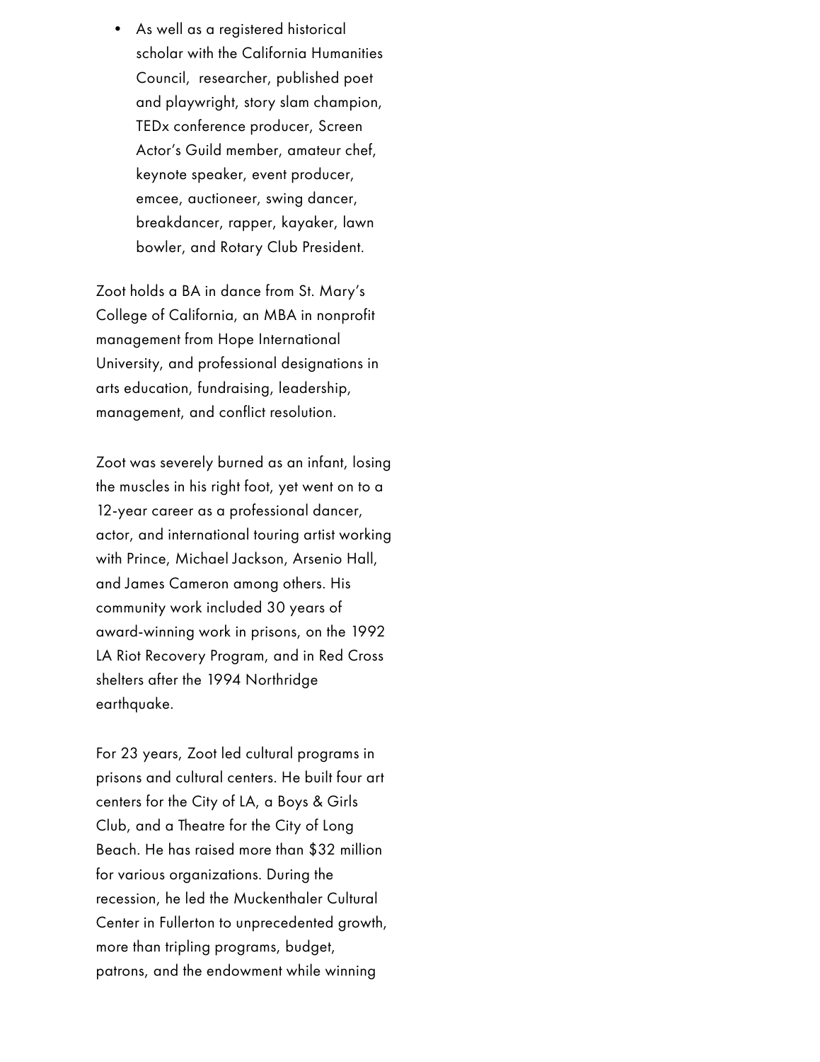- As well as a registered historical scholar with the California Humanities Council, researcher, published poet and playwright, story slam champion, TEDx conference producer, Screen Actor's Guild member, amateur chef, keynote speaker, event producer, emcee, auctioneer, swing dancer, breakdancer, rapper, kayaker, lawn bowler, and Rotary Club President.

Zoot holds a BA in dance from St. Mary's College of California, an MBA in nonprofit management from Hope International University, and professional designations in arts education, fundraising, leadership, management, and conflict resolution.

Zoot was severely burned as an infant, losing the muscles in his right foot, yet went on to a 12-year career as a professional dancer, actor, and international touring artist working with Prince, Michael Jackson, Arsenio Hall, and James Cameron among others. His community work included 30 years of award-winning work in prisons, on the 1992 LA Riot Recovery Program, and in Red Cross shelters after the 1994 Northridge earthquake.

For 23 years, Zoot led cultural programs in prisons and cultural centers. He built four art centers for the City of LA, a Boys & Girls Club, and a Theatre for the City of Long Beach. He has raised more than $32 million for various organizations. During the recession, he led the Muckenthaler Cultural Center in Fullerton to unprecedented growth, more than tripling programs, budget, patrons, and the endowment while winning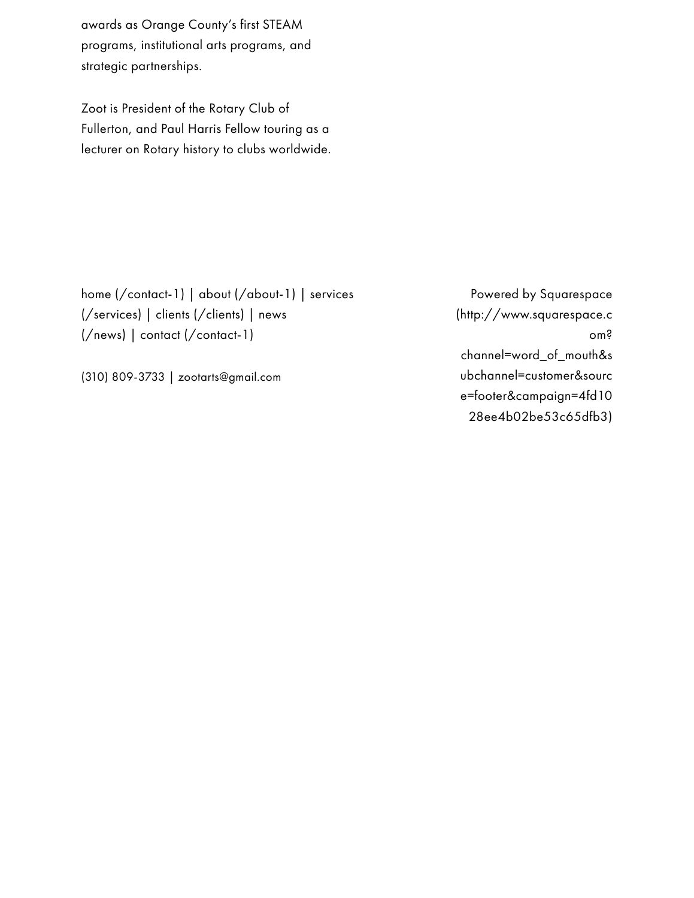awards as Orange County's first STEAM programs, institutional arts programs, and strategic partnerships.

Zoot is President of the Rotary Club of Fullerton, and Paul Harris Fellow touring as a lecturer on Rotary history to clubs worldwide.

home (/contact-1) | about (/about-1) | services (/services) | clients (/clients) | news (/news) | contact (/contact-1)

(310) 809-3733 | zootarts@gmail.com

Powered by Squarespace (http://www.squarespace.com?channel=word_of_mouth&subchannel=customer&source=footer&campaign=4fd1028ee4b02be53c65dfb3)